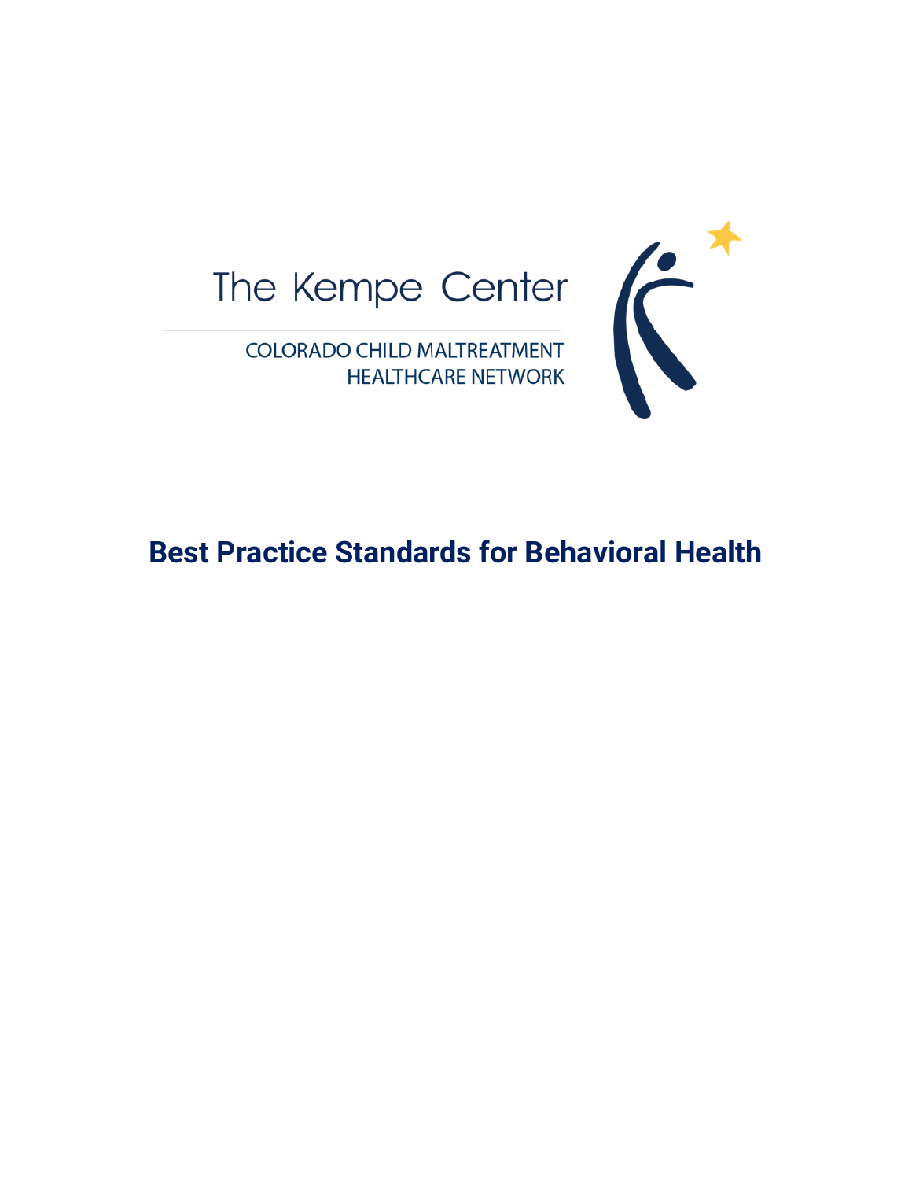The Kempe Center

COLORADO CHILD MALTREATMENT HEALTHCARE NETWORK

# Best Practice Standards for Behavioral Health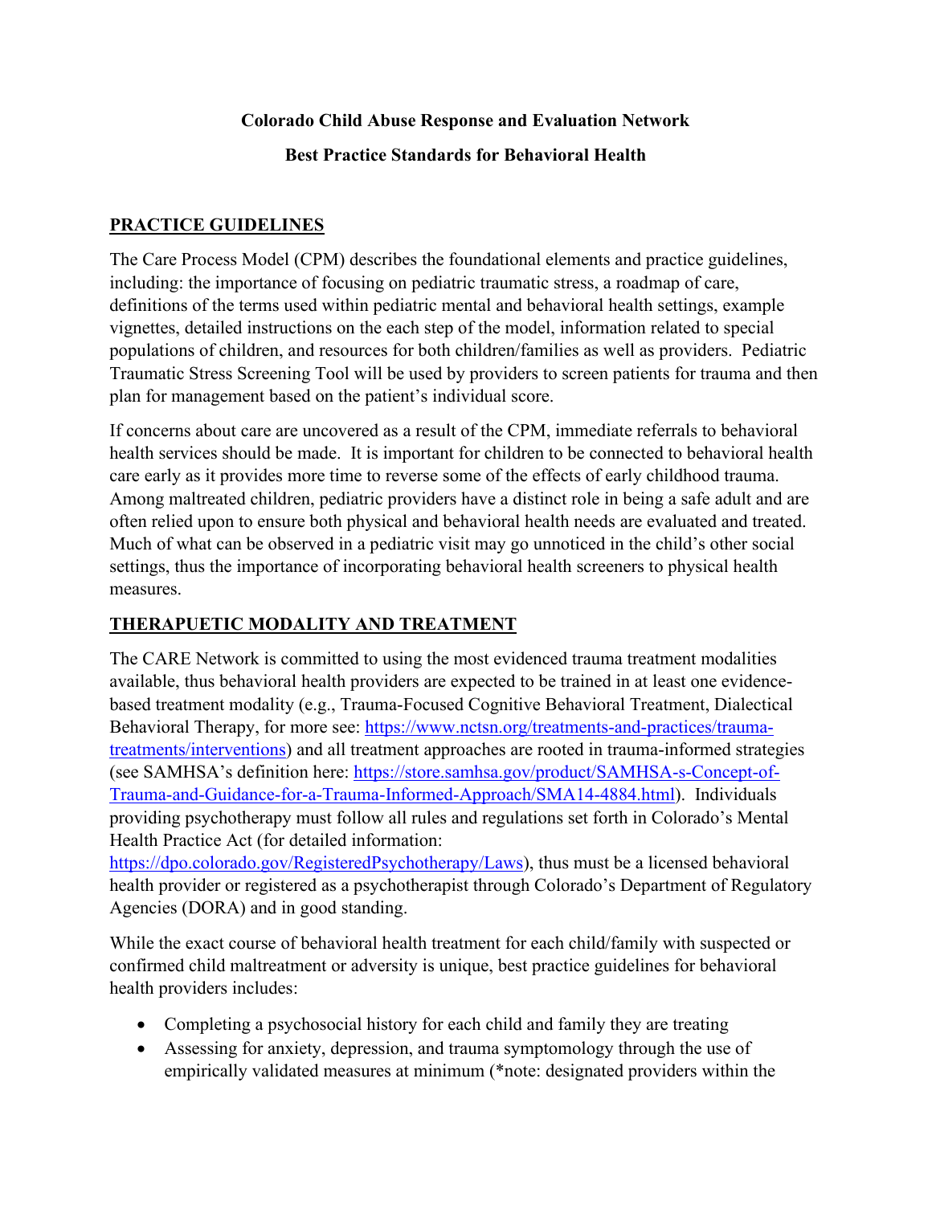**Colorado Child Abuse Response and Evaluation Network**

**Best Practice Standards for Behavioral Health**

## PRACTICE GUIDELINES

The Care Process Model (CPM) describes the foundational elements and practice guidelines, including: the importance of focusing on pediatric traumatic stress, a roadmap of care, definitions of the terms used within pediatric mental and behavioral health settings, example vignettes, detailed instructions on the each step of the model, information related to special populations of children, and resources for both children/families as well as providers. Pediatric Traumatic Stress Screening Tool will be used by providers to screen patients for trauma and then plan for management based on the patient's individual score.

If concerns about care are uncovered as a result of the CPM, immediate referrals to behavioral health services should be made. It is important for children to be connected to behavioral health care early as it provides more time to reverse some of the effects of early childhood trauma. Among maltreated children, pediatric providers have a distinct role in being a safe adult and are often relied upon to ensure both physical and behavioral health needs are evaluated and treated. Much of what can be observed in a pediatric visit may go unnoticed in the child's other social settings, thus the importance of incorporating behavioral health screeners to physical health measures.

## THERAPUETIC MODALITY AND TREATMENT

The CARE Network is committed to using the most evidenced trauma treatment modalities available, thus behavioral health providers are expected to be trained in at least one evidence-based treatment modality (e.g., Trauma-Focused Cognitive Behavioral Treatment, Dialectical Behavioral Therapy, for more see: [https://www.nctsn.org/treatments-and-practices/trauma-treatments/interventions](https://www.nctsn.org/treatments-and-practices/trauma-treatments/interventions)) and all treatment approaches are rooted in trauma-informed strategies (see SAMHSA's definition here: [https://store.samhsa.gov/product/SAMHSA-s-Concept-of-Trauma-and-Guidance-for-a-Trauma-Informed-Approach/SMA14-4884.html](https://store.samhsa.gov/product/SAMHSA-s-Concept-of-Trauma-and-Guidance-for-a-Trauma-Informed-Approach/SMA14-4884.html)). Individuals providing psychotherapy must follow all rules and regulations set forth in Colorado's Mental Health Practice Act (for detailed information: [https://dpo.colorado.gov/RegisteredPsychotherapy/Laws](https://dpo.colorado.gov/RegisteredPsychotherapy/Laws)), thus must be a licensed behavioral health provider or registered as a psychotherapist through Colorado's Department of Regulatory Agencies (DORA) and in good standing.

While the exact course of behavioral health treatment for each child/family with suspected or confirmed child maltreatment or adversity is unique, best practice guidelines for behavioral health providers includes:

- Completing a psychosocial history for each child and family they are treating
- Assessing for anxiety, depression, and trauma symptomology through the use of empirically validated measures at minimum (*note: designated providers within the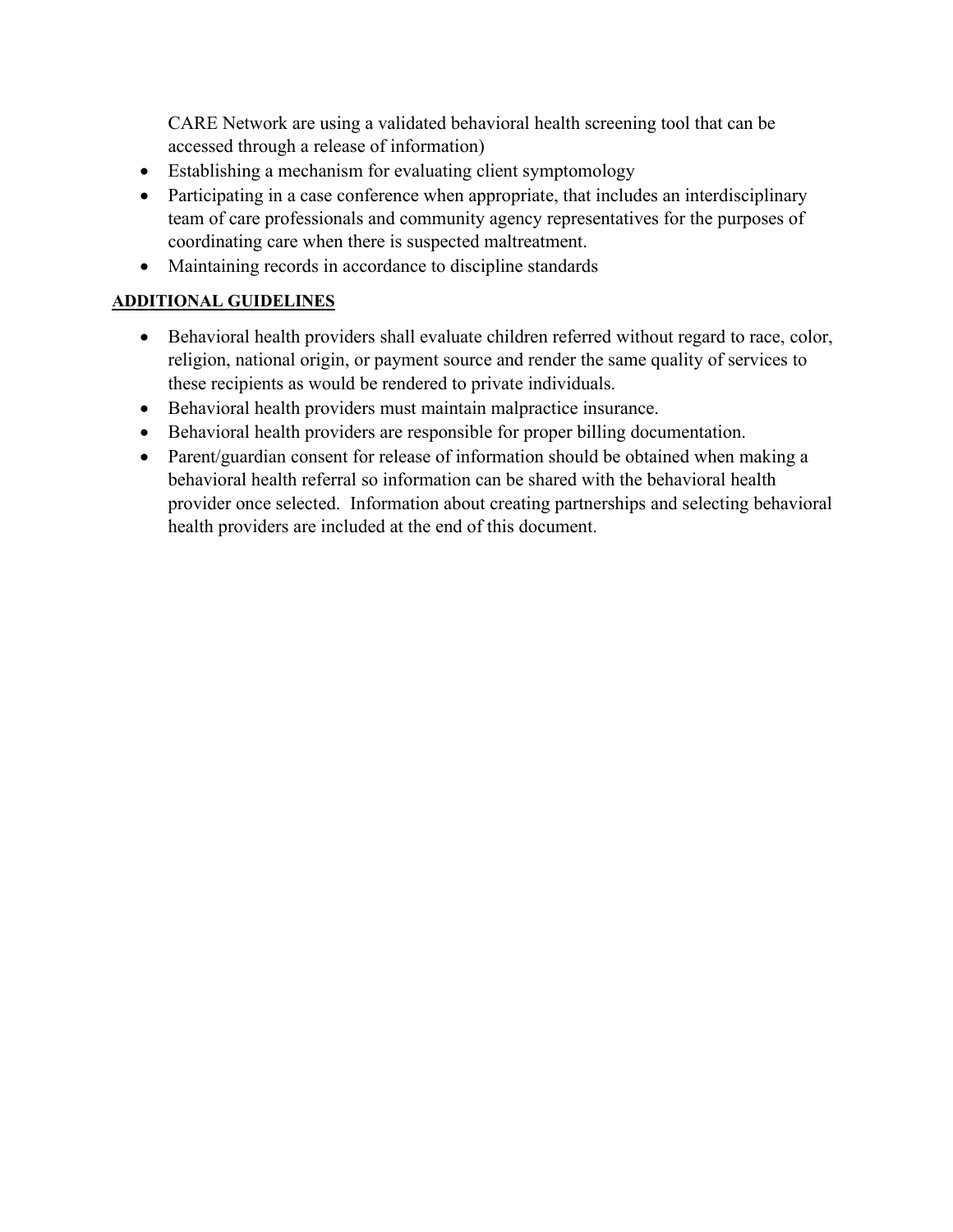CARE Network are using a validated behavioral health screening tool that can be accessed through a release of information)

- Establishing a mechanism for evaluating client symptomology
- Participating in a case conference when appropriate, that includes an interdisciplinary team of care professionals and community agency representatives for the purposes of coordinating care when there is suspected maltreatment.
- Maintaining records in accordance to discipline standards

**ADDITIONAL GUIDELINES**

- Behavioral health providers shall evaluate children referred without regard to race, color, religion, national origin, or payment source and render the same quality of services to these recipients as would be rendered to private individuals.
- Behavioral health providers must maintain malpractice insurance.
- Behavioral health providers are responsible for proper billing documentation.
- Parent/guardian consent for release of information should be obtained when making a behavioral health referral so information can be shared with the behavioral health provider once selected. Information about creating partnerships and selecting behavioral health providers are included at the end of this document.